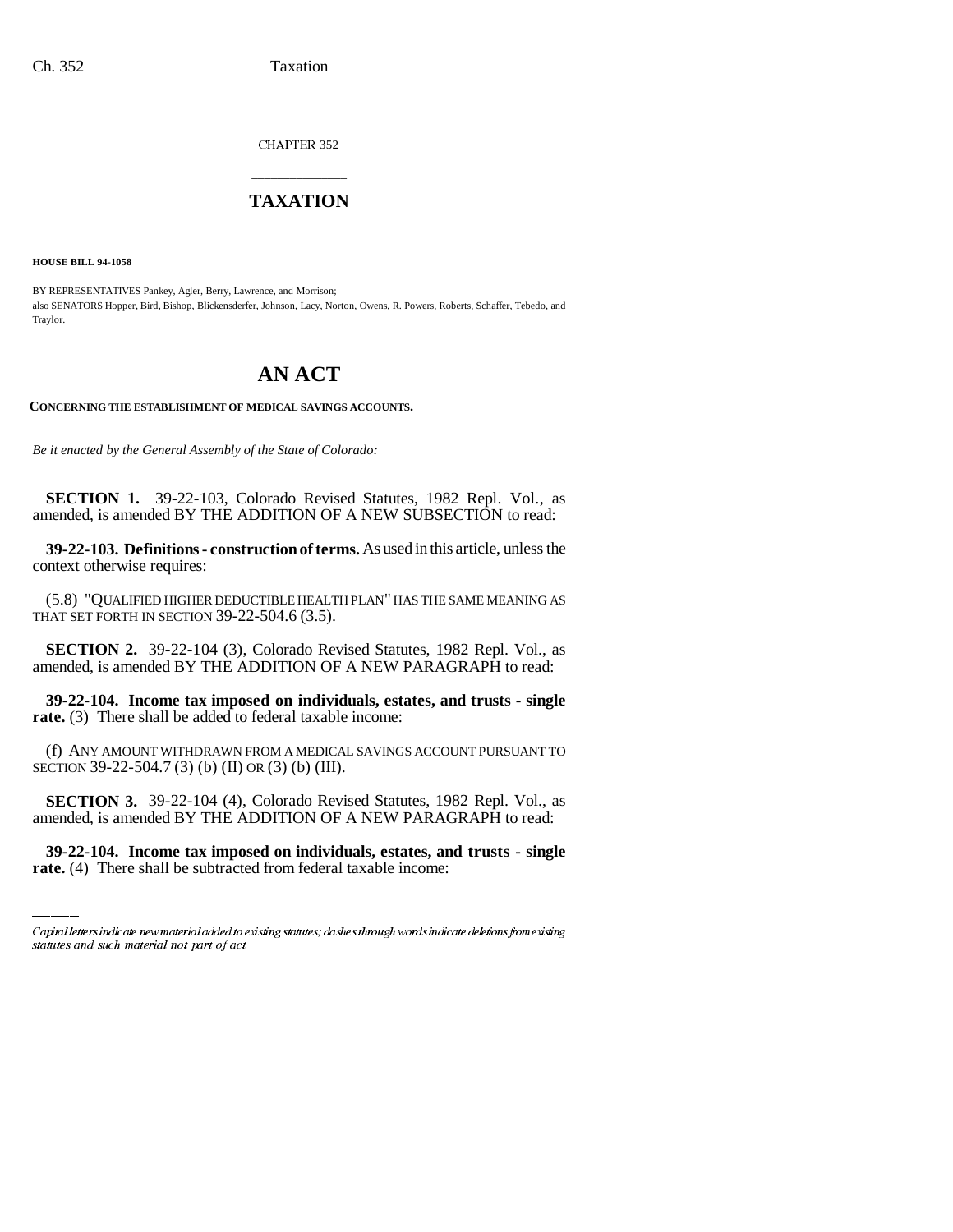CHAPTER 352

# TAXATION

**HOUSE BILL 94-1058**

BY REPRESENTATIVES Pankey, Agler, Berry, Lawrence, and Morrison;
also SENATORS Hopper, Bird, Bishop, Blickensderfer, Johnson, Lacy, Norton, Owens, R. Powers, Roberts, Schaffer, Tebedo, and Traylor.

# AN ACT

**CONCERNING THE ESTABLISHMENT OF MEDICAL SAVINGS ACCOUNTS.**

*Be it enacted by the General Assembly of the State of Colorado:*

**SECTION 1.** 39-22-103, Colorado Revised Statutes, 1982 Repl. Vol., as amended, is amended BY THE ADDITION OF A NEW SUBSECTION to read:

**39-22-103. Definitions - construction of terms.** As used in this article, unless the context otherwise requires:

(5.8) "QUALIFIED HIGHER DEDUCTIBLE HEALTH PLAN" HAS THE SAME MEANING AS THAT SET FORTH IN SECTION 39-22-504.6 (3.5).

**SECTION 2.** 39-22-104 (3), Colorado Revised Statutes, 1982 Repl. Vol., as amended, is amended BY THE ADDITION OF A NEW PARAGRAPH to read:

**39-22-104. Income tax imposed on individuals, estates, and trusts - single rate.** (3) There shall be added to federal taxable income:

(f) ANY AMOUNT WITHDRAWN FROM A MEDICAL SAVINGS ACCOUNT PURSUANT TO SECTION 39-22-504.7 (3) (b) (II) OR (3) (b) (III).

**SECTION 3.** 39-22-104 (4), Colorado Revised Statutes, 1982 Repl. Vol., as amended, is amended BY THE ADDITION OF A NEW PARAGRAPH to read:

**39-22-104. Income tax imposed on individuals, estates, and trusts - single rate.** (4) There shall be subtracted from federal taxable income:

Capital letters indicate new material added to existing statutes; dashes through words indicate deletions from existing statutes and such material not part of act.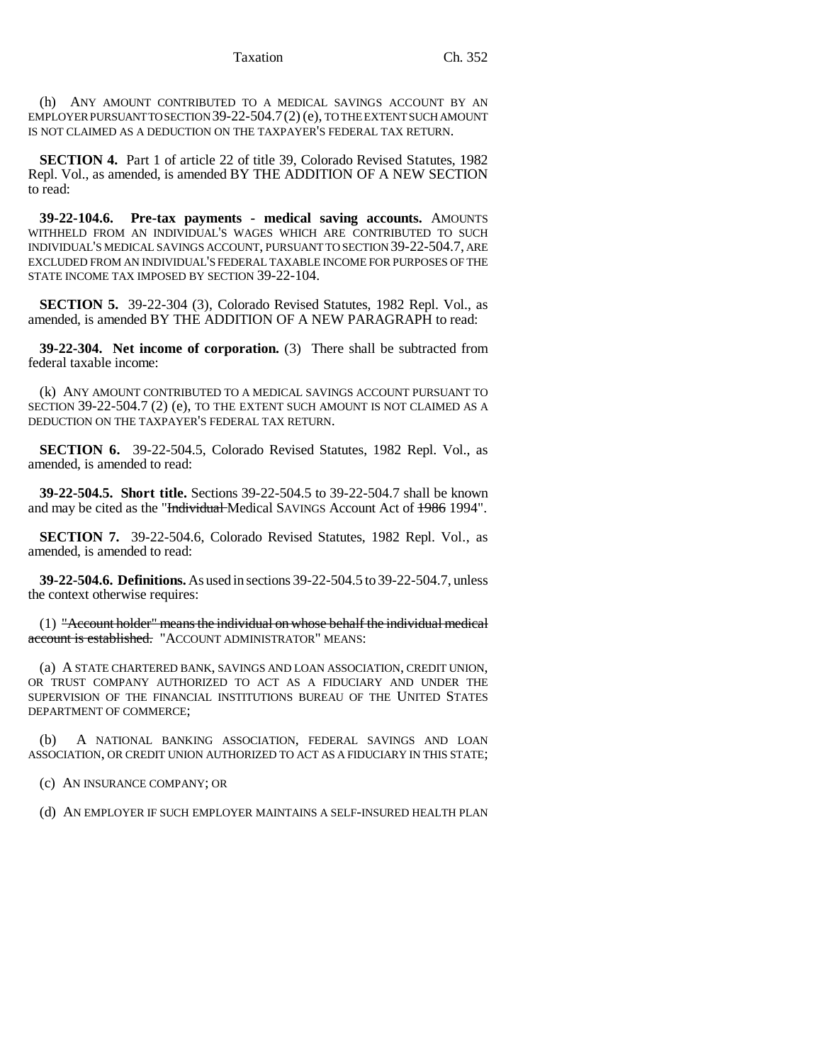(h) ANY AMOUNT CONTRIBUTED TO A MEDICAL SAVINGS ACCOUNT BY AN EMPLOYER PURSUANT TO SECTION 39-22-504.7 (2) (e), TO THE EXTENT SUCH AMOUNT IS NOT CLAIMED AS A DEDUCTION ON THE TAXPAYER'S FEDERAL TAX RETURN.

**SECTION 4.** Part 1 of article 22 of title 39, Colorado Revised Statutes, 1982 Repl. Vol., as amended, is amended BY THE ADDITION OF A NEW SECTION to read:

**39-22-104.6. Pre-tax payments - medical saving accounts.** AMOUNTS WITHHELD FROM AN INDIVIDUAL'S WAGES WHICH ARE CONTRIBUTED TO SUCH INDIVIDUAL'S MEDICAL SAVINGS ACCOUNT, PURSUANT TO SECTION 39-22-504.7, ARE EXCLUDED FROM AN INDIVIDUAL'S FEDERAL TAXABLE INCOME FOR PURPOSES OF THE STATE INCOME TAX IMPOSED BY SECTION 39-22-104.

**SECTION 5.** 39-22-304 (3), Colorado Revised Statutes, 1982 Repl. Vol., as amended, is amended BY THE ADDITION OF A NEW PARAGRAPH to read:

**39-22-304. Net income of corporation.** (3) There shall be subtracted from federal taxable income:

(k) ANY AMOUNT CONTRIBUTED TO A MEDICAL SAVINGS ACCOUNT PURSUANT TO SECTION 39-22-504.7 (2) (e), TO THE EXTENT SUCH AMOUNT IS NOT CLAIMED AS A DEDUCTION ON THE TAXPAYER'S FEDERAL TAX RETURN.

**SECTION 6.** 39-22-504.5, Colorado Revised Statutes, 1982 Repl. Vol., as amended, is amended to read:

**39-22-504.5. Short title.** Sections 39-22-504.5 to 39-22-504.7 shall be known and may be cited as the "~~Individual~~ Medical SAVINGS Account Act of ~~1986~~ 1994".

**SECTION 7.** 39-22-504.6, Colorado Revised Statutes, 1982 Repl. Vol., as amended, is amended to read:

**39-22-504.6. Definitions.** As used in sections 39-22-504.5 to 39-22-504.7, unless the context otherwise requires:

(1) ~~"Account holder" means the individual on whose behalf the individual medical account is established.~~ "ACCOUNT ADMINISTRATOR" MEANS:

(a) A STATE CHARTERED BANK, SAVINGS AND LOAN ASSOCIATION, CREDIT UNION, OR TRUST COMPANY AUTHORIZED TO ACT AS A FIDUCIARY AND UNDER THE SUPERVISION OF THE FINANCIAL INSTITUTIONS BUREAU OF THE UNITED STATES DEPARTMENT OF COMMERCE;

(b) A NATIONAL BANKING ASSOCIATION, FEDERAL SAVINGS AND LOAN ASSOCIATION, OR CREDIT UNION AUTHORIZED TO ACT AS A FIDUCIARY IN THIS STATE;

(c) AN INSURANCE COMPANY; OR

(d) AN EMPLOYER IF SUCH EMPLOYER MAINTAINS A SELF-INSURED HEALTH PLAN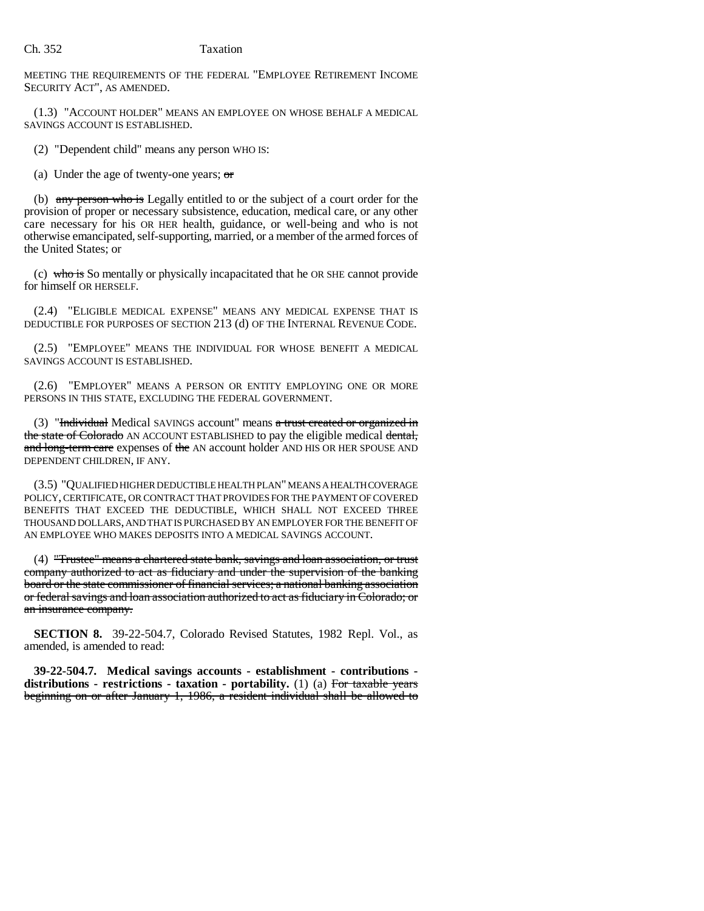MEETING THE REQUIREMENTS OF THE FEDERAL "EMPLOYEE RETIREMENT INCOME SECURITY ACT", AS AMENDED.

(1.3) "ACCOUNT HOLDER" MEANS AN EMPLOYEE ON WHOSE BEHALF A MEDICAL SAVINGS ACCOUNT IS ESTABLISHED.

(2) "Dependent child" means any person WHO IS:

(a) Under the age of twenty-one years; ~~or~~

(b) ~~any person who is~~ Legally entitled to or the subject of a court order for the provision of proper or necessary subsistence, education, medical care, or any other care necessary for his OR HER health, guidance, or well-being and who is not otherwise emancipated, self-supporting, married, or a member of the armed forces of the United States; or

(c) ~~who is~~ So mentally or physically incapacitated that he OR SHE cannot provide for himself OR HERSELF.

(2.4) "ELIGIBLE MEDICAL EXPENSE" MEANS ANY MEDICAL EXPENSE THAT IS DEDUCTIBLE FOR PURPOSES OF SECTION 213 (d) OF THE INTERNAL REVENUE CODE.

(2.5) "EMPLOYEE" MEANS THE INDIVIDUAL FOR WHOSE BENEFIT A MEDICAL SAVINGS ACCOUNT IS ESTABLISHED.

(2.6) "EMPLOYER" MEANS A PERSON OR ENTITY EMPLOYING ONE OR MORE PERSONS IN THIS STATE, EXCLUDING THE FEDERAL GOVERNMENT.

(3) "~~Individual~~ Medical SAVINGS account" means ~~a trust created or organized in the state of Colorado~~ AN ACCOUNT ESTABLISHED to pay the eligible medical ~~dental, and long-term care~~ expenses of ~~the~~ AN account holder AND HIS OR HER SPOUSE AND DEPENDENT CHILDREN, IF ANY.

(3.5) "QUALIFIED HIGHER DEDUCTIBLE HEALTH PLAN" MEANS A HEALTH COVERAGE POLICY, CERTIFICATE, OR CONTRACT THAT PROVIDES FOR THE PAYMENT OF COVERED BENEFITS THAT EXCEED THE DEDUCTIBLE, WHICH SHALL NOT EXCEED THREE THOUSAND DOLLARS, AND THAT IS PURCHASED BY AN EMPLOYER FOR THE BENEFIT OF AN EMPLOYEE WHO MAKES DEPOSITS INTO A MEDICAL SAVINGS ACCOUNT.

(4) ~~"Trustee" means a chartered state bank, savings and loan association, or trust company authorized to act as fiduciary and under the supervision of the banking board or the state commissioner of financial services; a national banking association or federal savings and loan association authorized to act as fiduciary in Colorado; or an insurance company.~~

**SECTION 8.** 39-22-504.7, Colorado Revised Statutes, 1982 Repl. Vol., as amended, is amended to read:

**39-22-504.7. Medical savings accounts - establishment - contributions - distributions - restrictions - taxation - portability.** (1) (a) ~~For taxable years beginning on or after January 1, 1986, a resident individual shall be allowed to~~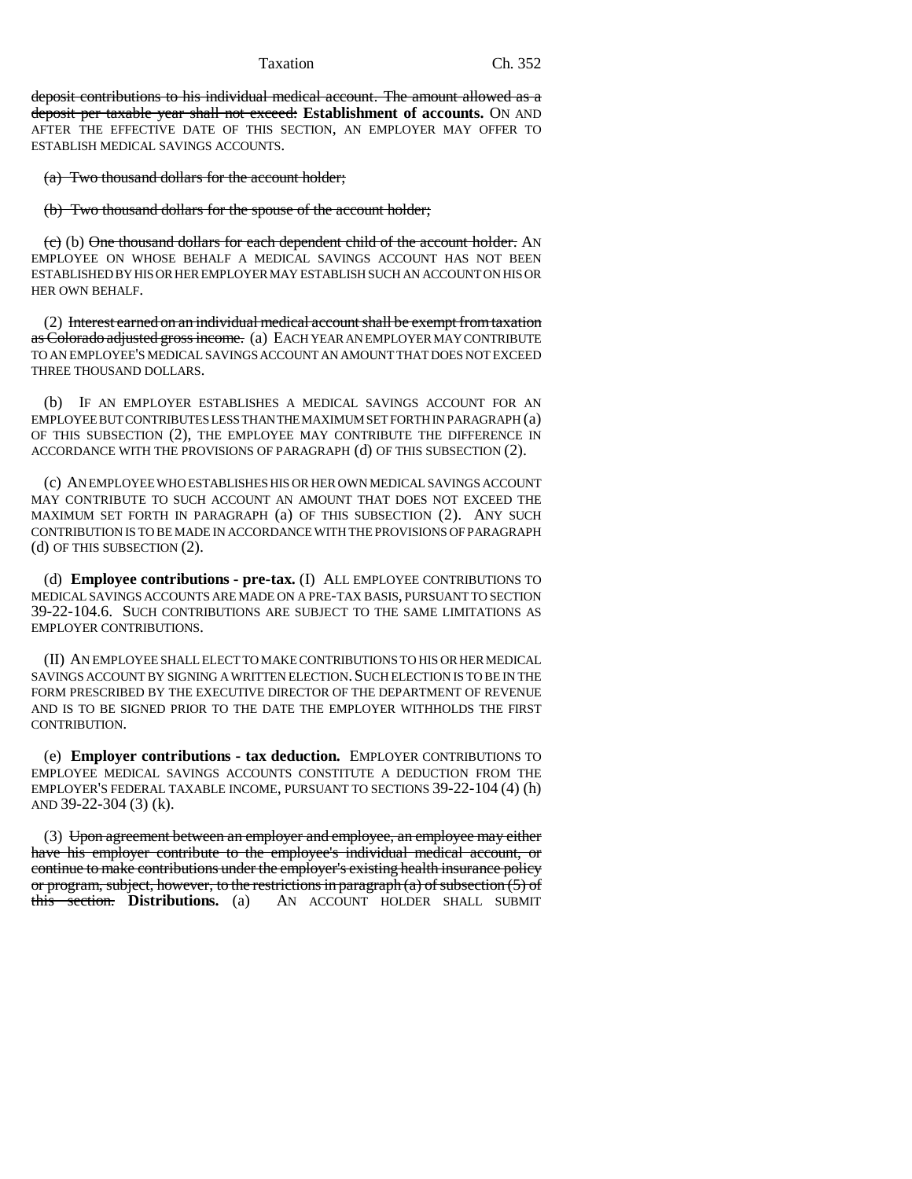deposit contributions to his individual medical account. The amount allowed as a deposit per taxable year shall not exceed: **Establishment of accounts.** ON AND AFTER THE EFFECTIVE DATE OF THIS SECTION, AN EMPLOYER MAY OFFER TO ESTABLISH MEDICAL SAVINGS ACCOUNTS.

(a) Two thousand dollars for the account holder;

(b) Two thousand dollars for the spouse of the account holder;

(c) (b) One thousand dollars for each dependent child of the account holder. AN EMPLOYEE ON WHOSE BEHALF A MEDICAL SAVINGS ACCOUNT HAS NOT BEEN ESTABLISHED BY HIS OR HER EMPLOYER MAY ESTABLISH SUCH AN ACCOUNT ON HIS OR HER OWN BEHALF.

(2) Interest earned on an individual medical account shall be exempt from taxation as Colorado adjusted gross income. (a) EACH YEAR AN EMPLOYER MAY CONTRIBUTE TO AN EMPLOYEE'S MEDICAL SAVINGS ACCOUNT AN AMOUNT THAT DOES NOT EXCEED THREE THOUSAND DOLLARS.

(b) IF AN EMPLOYER ESTABLISHES A MEDICAL SAVINGS ACCOUNT FOR AN EMPLOYEE BUT CONTRIBUTES LESS THAN THE MAXIMUM SET FORTH IN PARAGRAPH (a) OF THIS SUBSECTION (2), THE EMPLOYEE MAY CONTRIBUTE THE DIFFERENCE IN ACCORDANCE WITH THE PROVISIONS OF PARAGRAPH (d) OF THIS SUBSECTION (2).

(c) AN EMPLOYEE WHO ESTABLISHES HIS OR HER OWN MEDICAL SAVINGS ACCOUNT MAY CONTRIBUTE TO SUCH ACCOUNT AN AMOUNT THAT DOES NOT EXCEED THE MAXIMUM SET FORTH IN PARAGRAPH (a) OF THIS SUBSECTION (2). ANY SUCH CONTRIBUTION IS TO BE MADE IN ACCORDANCE WITH THE PROVISIONS OF PARAGRAPH (d) OF THIS SUBSECTION (2).

(d) **Employee contributions - pre-tax.** (I) ALL EMPLOYEE CONTRIBUTIONS TO MEDICAL SAVINGS ACCOUNTS ARE MADE ON A PRE-TAX BASIS, PURSUANT TO SECTION 39-22-104.6. SUCH CONTRIBUTIONS ARE SUBJECT TO THE SAME LIMITATIONS AS EMPLOYER CONTRIBUTIONS.

(II) AN EMPLOYEE SHALL ELECT TO MAKE CONTRIBUTIONS TO HIS OR HER MEDICAL SAVINGS ACCOUNT BY SIGNING A WRITTEN ELECTION. SUCH ELECTION IS TO BE IN THE FORM PRESCRIBED BY THE EXECUTIVE DIRECTOR OF THE DEPARTMENT OF REVENUE AND IS TO BE SIGNED PRIOR TO THE DATE THE EMPLOYER WITHHOLDS THE FIRST CONTRIBUTION.

(e) **Employer contributions - tax deduction.** EMPLOYER CONTRIBUTIONS TO EMPLOYEE MEDICAL SAVINGS ACCOUNTS CONSTITUTE A DEDUCTION FROM THE EMPLOYER'S FEDERAL TAXABLE INCOME, PURSUANT TO SECTIONS 39-22-104 (4) (h) AND 39-22-304 (3) (k).

(3) Upon agreement between an employer and employee, an employee may either have his employer contribute to the employee's individual medical account, or continue to make contributions under the employer's existing health insurance policy or program, subject, however, to the restrictions in paragraph (a) of subsection (5) of this section. **Distributions.** (a) AN ACCOUNT HOLDER SHALL SUBMIT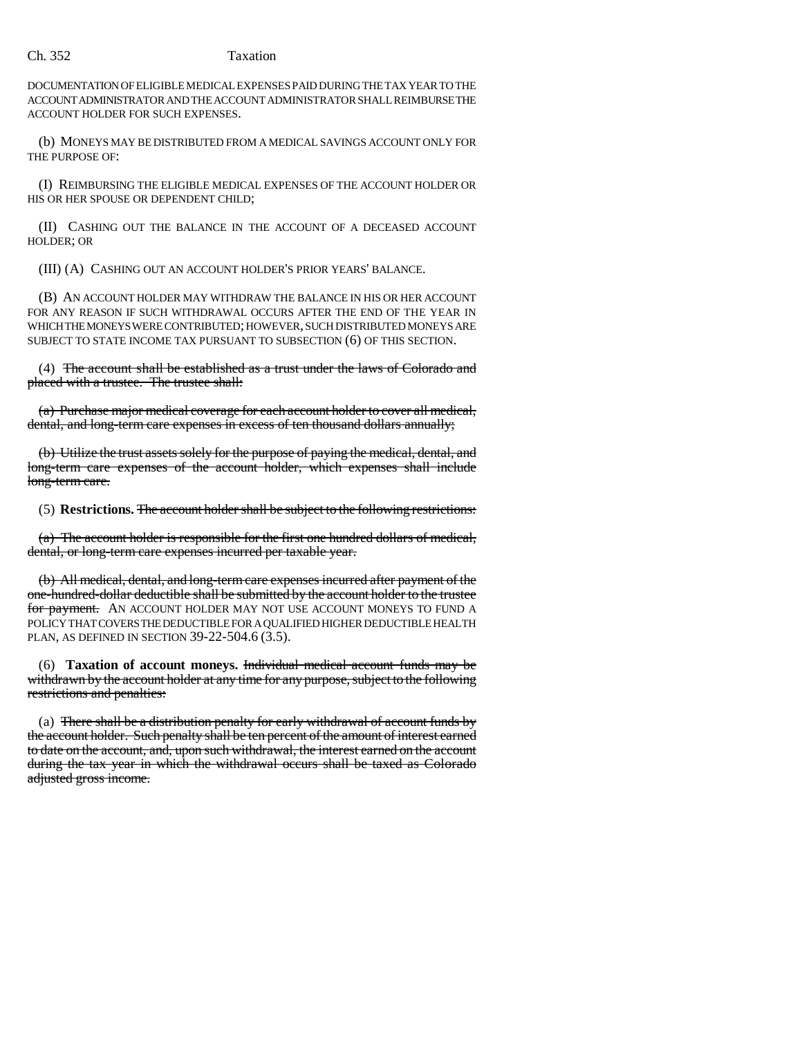DOCUMENTATION OF ELIGIBLE MEDICAL EXPENSES PAID DURING THE TAX YEAR TO THE ACCOUNT ADMINISTRATOR AND THE ACCOUNT ADMINISTRATOR SHALL REIMBURSE THE ACCOUNT HOLDER FOR SUCH EXPENSES.

(b) MONEYS MAY BE DISTRIBUTED FROM A MEDICAL SAVINGS ACCOUNT ONLY FOR THE PURPOSE OF:

(I) REIMBURSING THE ELIGIBLE MEDICAL EXPENSES OF THE ACCOUNT HOLDER OR HIS OR HER SPOUSE OR DEPENDENT CHILD;

(II) CASHING OUT THE BALANCE IN THE ACCOUNT OF A DECEASED ACCOUNT HOLDER; OR

(III) (A) CASHING OUT AN ACCOUNT HOLDER'S PRIOR YEARS' BALANCE.

(B) AN ACCOUNT HOLDER MAY WITHDRAW THE BALANCE IN HIS OR HER ACCOUNT FOR ANY REASON IF SUCH WITHDRAWAL OCCURS AFTER THE END OF THE YEAR IN WHICH THE MONEYS WERE CONTRIBUTED; HOWEVER, SUCH DISTRIBUTED MONEYS ARE SUBJECT TO STATE INCOME TAX PURSUANT TO SUBSECTION (6) OF THIS SECTION.

(4) ~~The account shall be established as a trust under the laws of Colorado and placed with a trustee. The trustee shall:~~

~~(a) Purchase major medical coverage for each account holder to cover all medical, dental, and long-term care expenses in excess of ten thousand dollars annually;~~

~~(b) Utilize the trust assets solely for the purpose of paying the medical, dental, and long-term care expenses of the account holder, which expenses shall include long-term care.~~

(5) **Restrictions.** ~~The account holder shall be subject to the following restrictions:~~

~~(a) The account holder is responsible for the first one hundred dollars of medical, dental, or long-term care expenses incurred per taxable year.~~

~~(b) All medical, dental, and long-term care expenses incurred after payment of the one-hundred-dollar deductible shall be submitted by the account holder to the trustee for payment.~~ AN ACCOUNT HOLDER MAY NOT USE ACCOUNT MONEYS TO FUND A POLICY THAT COVERS THE DEDUCTIBLE FOR A QUALIFIED HIGHER DEDUCTIBLE HEALTH PLAN, AS DEFINED IN SECTION 39-22-504.6 (3.5).

(6) **Taxation of account moneys.** ~~Individual medical account funds may be withdrawn by the account holder at any time for any purpose, subject to the following restrictions and penalties:~~

(a) ~~There shall be a distribution penalty for early withdrawal of account funds by the account holder. Such penalty shall be ten percent of the amount of interest earned to date on the account, and, upon such withdrawal, the interest earned on the account during the tax year in which the withdrawal occurs shall be taxed as Colorado adjusted gross income.~~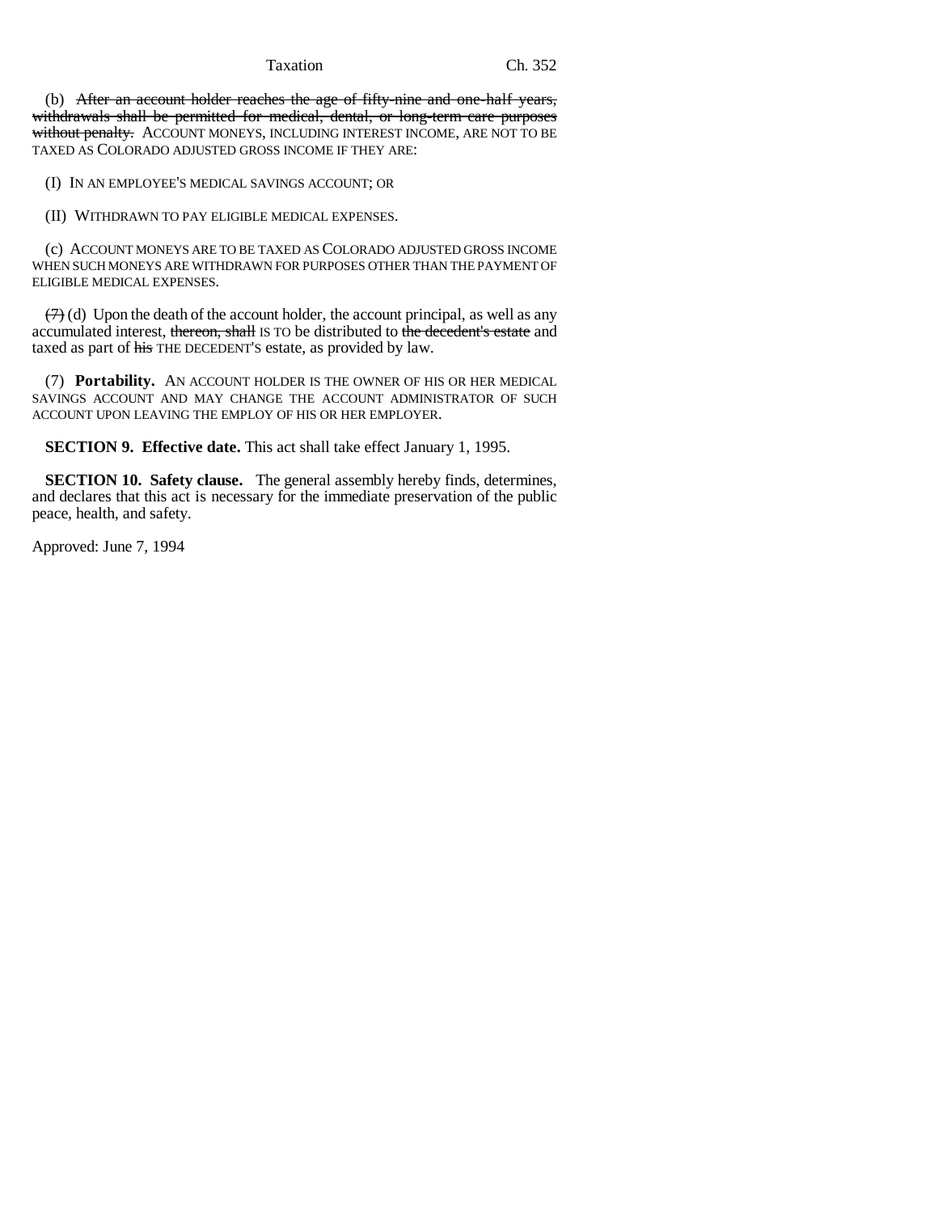(b) ~~After an account holder reaches the age of fifty-nine and one-half years, withdrawals shall be permitted for medical, dental, or long-term care purposes without penalty.~~ ACCOUNT MONEYS, INCLUDING INTEREST INCOME, ARE NOT TO BE TAXED AS COLORADO ADJUSTED GROSS INCOME IF THEY ARE:

(I) IN AN EMPLOYEE'S MEDICAL SAVINGS ACCOUNT; OR

(II) WITHDRAWN TO PAY ELIGIBLE MEDICAL EXPENSES.

(c) ACCOUNT MONEYS ARE TO BE TAXED AS COLORADO ADJUSTED GROSS INCOME WHEN SUCH MONEYS ARE WITHDRAWN FOR PURPOSES OTHER THAN THE PAYMENT OF ELIGIBLE MEDICAL EXPENSES.

~~(7)~~ (d) Upon the death of the account holder, the account principal, as well as any accumulated interest, ~~thereon, shall~~ IS TO be distributed to ~~the decedent's estate~~ and taxed as part of ~~his~~ THE DECEDENT'S estate, as provided by law.

(7) **Portability.** AN ACCOUNT HOLDER IS THE OWNER OF HIS OR HER MEDICAL SAVINGS ACCOUNT AND MAY CHANGE THE ACCOUNT ADMINISTRATOR OF SUCH ACCOUNT UPON LEAVING THE EMPLOY OF HIS OR HER EMPLOYER.

**SECTION 9. Effective date.** This act shall take effect January 1, 1995.

**SECTION 10. Safety clause.** The general assembly hereby finds, determines, and declares that this act is necessary for the immediate preservation of the public peace, health, and safety.

Approved: June 7, 1994